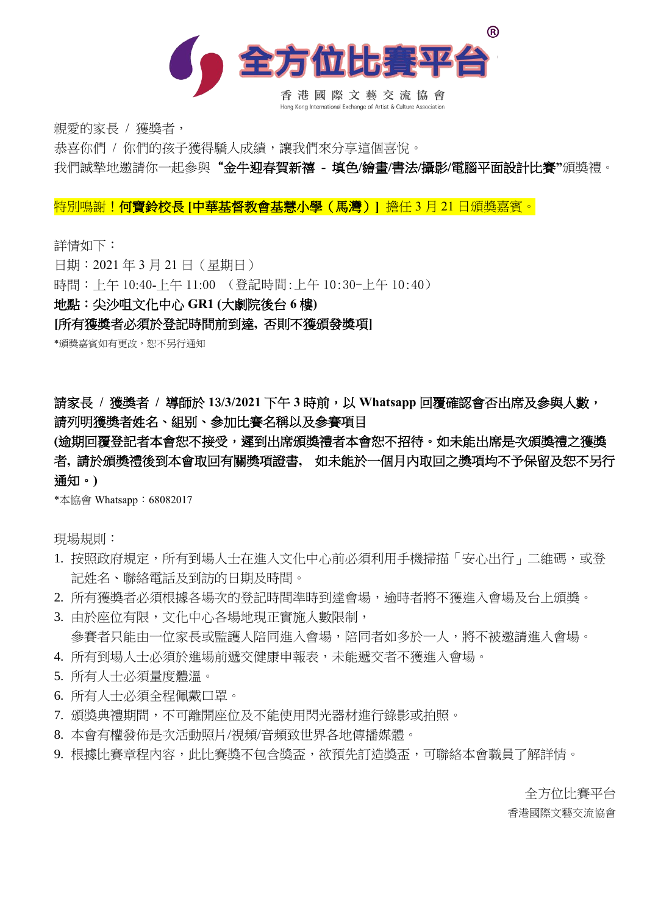# 全方位比賽平台®

香 港 國 際 文 藝 交 流 協 會

Hong Kong International Exchange of Artist & Culture Association

親愛的家長 / 獲獎者，

恭喜你們 / 你們的孩子獲得驕人成績，讓我們來分享這個喜悅。

我們誠摯地邀請你一起參與 **"金牛迎春賀新禧 - 填色/繪畫/書法/攝影/電腦平面設計比賽"**頒獎禮。

特別鳴謝！**何寶鈴校長 [中華基督教會基慧小學（馬灣）]** 擔任 3 月 21 日頒獎嘉賓。

詳情如下：

日期：2021 年 3 月 21 日（星期日）

時間：上午 10:40-上午 11:00 （登記時間:上午 10:30-上午 10:40）

**地點：尖沙咀文化中心 GR1 (大劇院後台 6 樓)**

**[所有獲獎者必須於登記時間前到達，否則不獲頒發獎項]**

*頒獎嘉賓如有更改，恕不另行通知

**請家長 / 獲獎者 / 導師於 13/3/2021 下午 3 時前，以 Whatsapp 回覆確認會否出席及參與人數，請列明獲獎者姓名、組別、參加比賽名稱以及參賽項目**

**(逾期回覆登記者本會恕不接受，遲到出席頒獎禮者本會恕不招待。如未能出席是次頒獎禮之獲獎者，請於頒獎禮後到本會取回有關獎項證書， 如未能於一個月內取回之獎項均不予保留及恕不另行通知。)**

*本協會 Whatsapp：68082017

現場規則：

1. 按照政府規定，所有到場人士在進入文化中心前必須利用手機掃描「安心出行」二維碼，或登記姓名、聯絡電話及到訪的日期及時間。
2. 所有獲獎者必須根據各場次的登記時間準時到達會場，逾時者將不獲進入會場及台上頒獎。
3. 由於座位有限，文化中心各場地現正實施人數限制，參賽者只能由一位家長或監護人陪同進入會場，陪同者如多於一人，將不被邀請進入會場。
4. 所有到場人士必須於進場前遞交健康申報表，未能遞交者不獲進入會場。
5. 所有人士必須量度體溫。
6. 所有人士必須全程佩戴口罩。
7. 頒獎典禮期間，不可離開座位及不能使用閃光器材進行錄影或拍照。
8. 本會有權發佈是次活動照片/視頻/音頻致世界各地傳播媒體。
9. 根據比賽章程內容，此比賽獎不包含獎盃，欲預先訂造獎盃，可聯絡本會職員了解詳情。

全方位比賽平台

香港國際文藝交流協會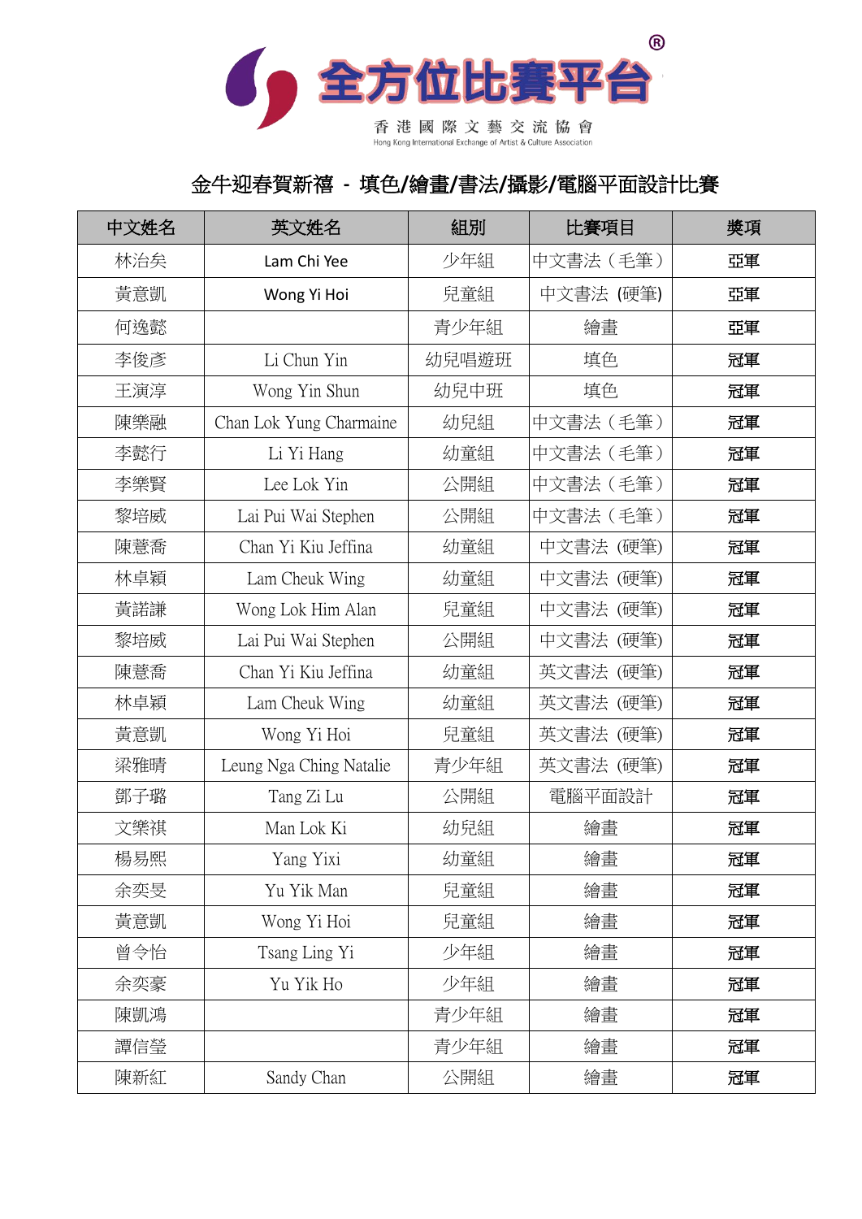全方位比賽平台®

香港國際文藝交流協會
Hong Kong International Exchange of Artist & Culture Association

## 金牛迎春賀新禧 - 填色/繪畫/書法/攝影/電腦平面設計比賽

| 中文姓名 | 英文姓名 | 組別 | 比賽項目 | 獎項 |
|---|---|---|---|---|
| 林治矣 | Lam Chi Yee | 少年組 | 中文書法（毛筆） | 亞軍 |
| 黃意凱 | Wong Yi Hoi | 兒童組 | 中文書法 (硬筆) | 亞軍 |
| 何逸懿 | | 青少年組 | 繪畫 | 亞軍 |
| 李俊彥 | Li Chun Yin | 幼兒唱遊班 | 填色 | 冠軍 |
| 王演淳 | Wong Yin Shun | 幼兒中班 | 填色 | 冠軍 |
| 陳樂融 | Chan Lok Yung Charmaine | 幼兒組 | 中文書法（毛筆） | 冠軍 |
| 李懿行 | Li Yi Hang | 幼童組 | 中文書法（毛筆） | 冠軍 |
| 李樂賢 | Lee Lok Yin | 公開組 | 中文書法（毛筆） | 冠軍 |
| 黎培威 | Lai Pui Wai Stephen | 公開組 | 中文書法（毛筆） | 冠軍 |
| 陳薏喬 | Chan Yi Kiu Jeffina | 幼童組 | 中文書法 (硬筆) | 冠軍 |
| 林卓穎 | Lam Cheuk Wing | 幼童組 | 中文書法 (硬筆) | 冠軍 |
| 黃諾謙 | Wong Lok Him Alan | 兒童組 | 中文書法 (硬筆) | 冠軍 |
| 黎培威 | Lai Pui Wai Stephen | 公開組 | 中文書法 (硬筆) | 冠軍 |
| 陳薏喬 | Chan Yi Kiu Jeffina | 幼童組 | 英文書法 (硬筆) | 冠軍 |
| 林卓穎 | Lam Cheuk Wing | 幼童組 | 英文書法 (硬筆) | 冠軍 |
| 黃意凱 | Wong Yi Hoi | 兒童組 | 英文書法 (硬筆) | 冠軍 |
| 梁雅晴 | Leung Nga Ching Natalie | 青少年組 | 英文書法 (硬筆) | 冠軍 |
| 鄧子璐 | Tang Zi Lu | 公開組 | 電腦平面設計 | 冠軍 |
| 文樂祺 | Man Lok Ki | 幼兒組 | 繪畫 | 冠軍 |
| 楊易熙 | Yang Yixi | 幼童組 | 繪畫 | 冠軍 |
| 余奕旻 | Yu Yik Man | 兒童組 | 繪畫 | 冠軍 |
| 黃意凱 | Wong Yi Hoi | 兒童組 | 繪畫 | 冠軍 |
| 曾令怡 | Tsang Ling Yi | 少年組 | 繪畫 | 冠軍 |
| 余奕豪 | Yu Yik Ho | 少年組 | 繪畫 | 冠軍 |
| 陳凱鴻 | | 青少年組 | 繪畫 | 冠軍 |
| 譚信瑩 | | 青少年組 | 繪畫 | 冠軍 |
| 陳新紅 | Sandy Chan | 公開組 | 繪畫 | 冠軍 |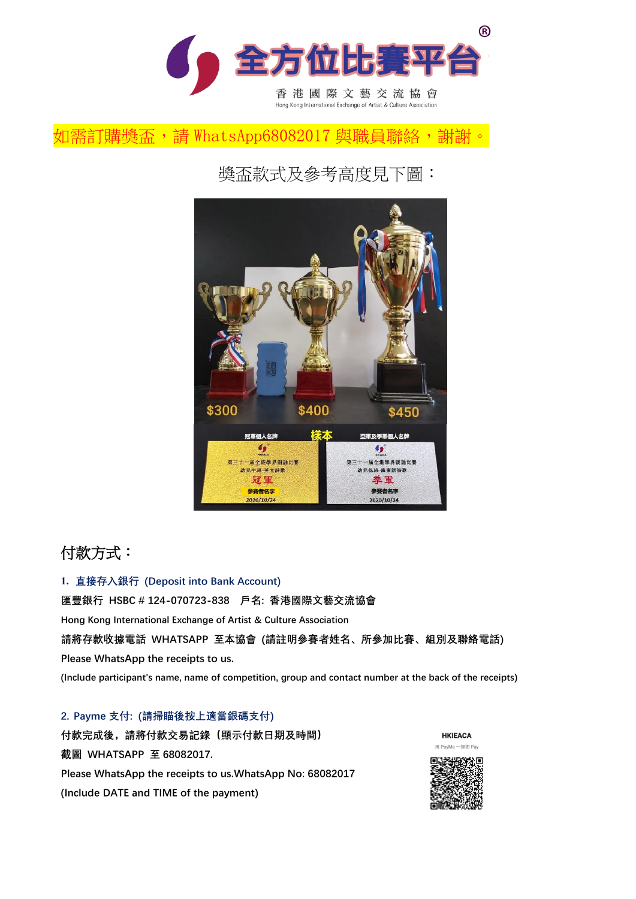# 全方位比賽平台®

香港國際文藝交流協會

Hong Kong International Exchange of Artist & Culture Association

如需訂購獎盃，請 WhatsApp68082017 與職員聯絡，謝謝。

獎盃款式及參考高度見下圖：

$300　$400　$450

冠軍個人名牌　樣本　亞軍及季軍個人名牌

## 付款方式：

**1. 直接存入銀行 (Deposit into Bank Account)**

**匯豐銀行 HSBC # 124-070723-838　戶名: 香港國際文藝交流協會**

Hong Kong International Exchange of Artist & Culture Association

**請將存款收據電話 WHATSAPP 至本協會 (請註明參賽者姓名、所參加比賽、組別及聯絡電話)**

Please WhatsApp the receipts to us.

(Include participant's name, name of competition, group and contact number at the back of the receipts)

**2. Payme 支付: (請掃瞄後按上適當銀碼支付)**

**付款完成後，請將付款交易記錄（顯示付款日期及時間）截圖 WHATSAPP 至 68082017.**

Please WhatsApp the receipts to us.WhatsApp No: 68082017

(Include DATE and TIME of the payment)

HKIEACA

用 PayMe 一掃即 Pay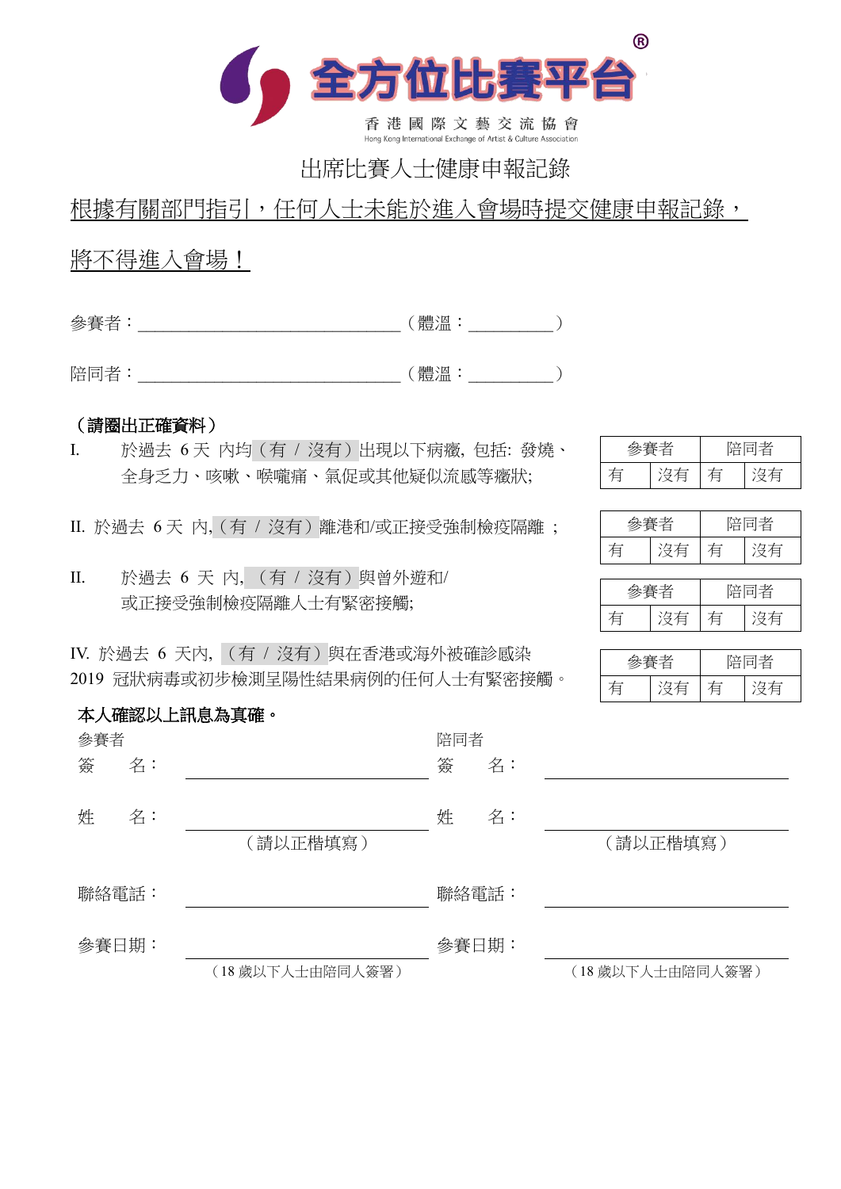# 全方位比賽平台®

香 港 國 際 文 藝 交 流 協 會

Hong Kong International Exchange of Artist & Culture Association

## 出席比賽人士健康申報記錄

<u>根據有關部門指引，任何人士未能於進入會場時提交健康申報記錄，將不得進入會場！</u>

參賽者：_______________________________（體溫：__________）

陪同者：_______________________________（體溫：__________）

**（請圈出正確資料）**

I. 於過去 6 天 內均（有 / 沒有）出現以下病癥, 包括: 發燒、全身乏力、咳嗽、喉嚨痛、氣促或其他疑似流感等癥狀;

| 參賽者 | | 陪同者 | |
|---|---|---|---|
| 有 | 沒有 | 有 | 沒有 |

II. 於過去 6 天 內,（有 / 沒有）離港和/或正接受強制檢疫隔離 ;

| 參賽者 | | 陪同者 | |
|---|---|---|---|
| 有 | 沒有 | 有 | 沒有 |

II. 於過去 6 天 內, （有 / 沒有）與曾外遊和/或正接受強制檢疫隔離人士有緊密接觸;

| 參賽者 | | 陪同者 | |
|---|---|---|---|
| 有 | 沒有 | 有 | 沒有 |

IV. 於過去 6 天內, （有 / 沒有）與在香港或海外被確診感染 2019 冠狀病毒或初步檢測呈陽性結果病例的任何人士有緊密接觸。

| 參賽者 | | 陪同者 | |
|---|---|---|---|
| 有 | 沒有 | 有 | 沒有 |

**本人確認以上訊息為真確。**

| 參賽者 | | 陪同者 | |
|---|---|---|---|
| 簽　　名： | ______________________ | 簽　　名： | ______________________ |
| 姓　　名： | ______________________（請以正楷填寫） | 姓　　名： | ______________________（請以正楷填寫） |
| 聯絡電話： | ______________________ | 聯絡電話： | ______________________ |
| 參賽日期： | ______________________（18 歲以下人士由陪同人簽署） | 參賽日期： | ______________________（18 歲以下人士由陪同人簽署） |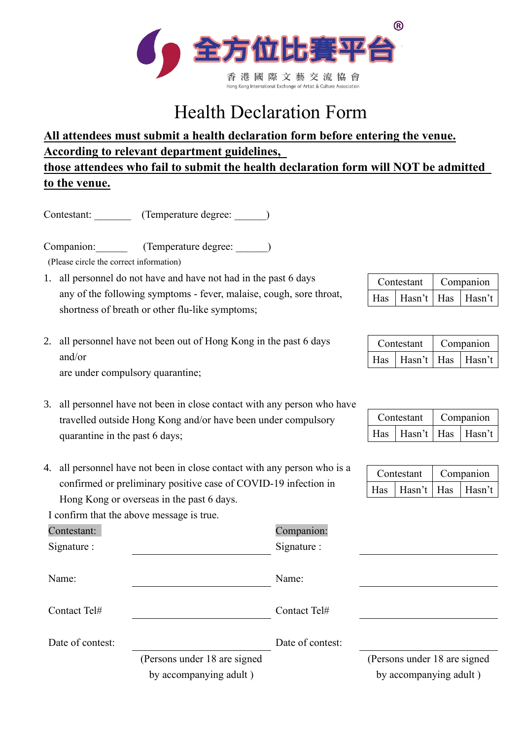全方位比賽平台®

香 港 國 際 文 藝 交 流 協 會

Hong Kong International Exchange of Artist & Culture Association

# Health Declaration Form

**All attendees must submit a health declaration form before entering the venue.**
**According to relevant department guidelines,**
**those attendees who fail to submit the health declaration form will NOT be admitted to the venue.**

Contestant: _______ (Temperature degree: ______)

Companion:______ (Temperature degree: ______)

(Please circle the correct information)

1. all personnel do not have and have not had in the past 6 days any of the following symptoms - fever, malaise, cough, sore throat, shortness of breath or other flu-like symptoms;

| Contestant | | Companion | |
|---|---|---|---|
| Has | Hasn't | Has | Hasn't |

2. all personnel have not been out of Hong Kong in the past 6 days and/or are under compulsory quarantine;

| Contestant | | Companion | |
|---|---|---|---|
| Has | Hasn't | Has | Hasn't |

3. all personnel have not been in close contact with any person who have travelled outside Hong Kong and/or have been under compulsory quarantine in the past 6 days;

| Contestant | | Companion | |
|---|---|---|---|
| Has | Hasn't | Has | Hasn't |

4. all personnel have not been in close contact with any person who is a confirmed or preliminary positive case of COVID-19 infection in Hong Kong or overseas in the past 6 days.

| Contestant | | Companion | |
|---|---|---|---|
| Has | Hasn't | Has | Hasn't |

I confirm that the above message is true.

| Contestant: | | Companion: | |
|---|---|---|---|
| Signature : | ______________ | Signature : | ______________ |
| Name: | ______________ | Name: | ______________ |
| Contact Tel# | ______________ | Contact Tel# | ______________ |
| Date of contest: | ______________ | Date of contest: | ______________ |
| | (Persons under 18 are signed by accompanying adult ) | | (Persons under 18 are signed by accompanying adult ) |